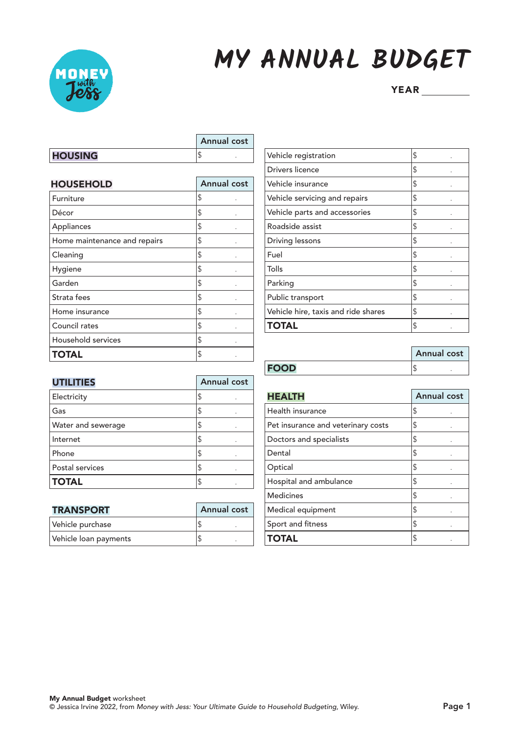# MY ANNUAL BUDGET

**YEAR** ________

| HOUSING | Annual cost |
|---|---|
| **HOUSING** | $ . |

| HOUSEHOLD | Annual cost |
|---|---|
| Furniture | $ . |
| Décor | $ . |
| Appliances | $ . |
| Home maintenance and repairs | $ . |
| Cleaning | $ . |
| Hygiene | $ . |
| Garden | $ . |
| Strata fees | $ . |
| Home insurance | $ . |
| Council rates | $ . |
| Household services | $ . |
| **TOTAL** | $ . |

| UTILITIES | Annual cost |
|---|---|
| Electricity | $ . |
| Gas | $ . |
| Water and sewerage | $ . |
| Internet | $ . |
| Phone | $ . |
| Postal services | $ . |
| **TOTAL** | $ . |

| TRANSPORT | Annual cost |
|---|---|
| Vehicle purchase | $ . |
| Vehicle loan payments | $ . |
| Vehicle registration | $ . |
| Drivers licence | $ . |
| Vehicle insurance | $ . |
| Vehicle servicing and repairs | $ . |
| Vehicle parts and accessories | $ . |
| Roadside assist | $ . |
| Driving lessons | $ . |
| Fuel | $ . |
| Tolls | $ . |
| Parking | $ . |
| Public transport | $ . |
| Vehicle hire, taxis and ride shares | $ . |
| **TOTAL** | $ . |

| FOOD | Annual cost |
|---|---|
| **FOOD** | $ . |

| HEALTH | Annual cost |
|---|---|
| Health insurance | $ . |
| Pet insurance and veterinary costs | $ . |
| Doctors and specialists | $ . |
| Dental | $ . |
| Optical | $ . |
| Hospital and ambulance | $ . |
| Medicines | $ . |
| Medical equipment | $ . |
| Sport and fitness | $ . |
| **TOTAL** | $ . |

**My Annual Budget** worksheet
© Jessica Irvine 2022, from *Money with Jess: Your Ultimate Guide to Household Budgeting*, Wiley.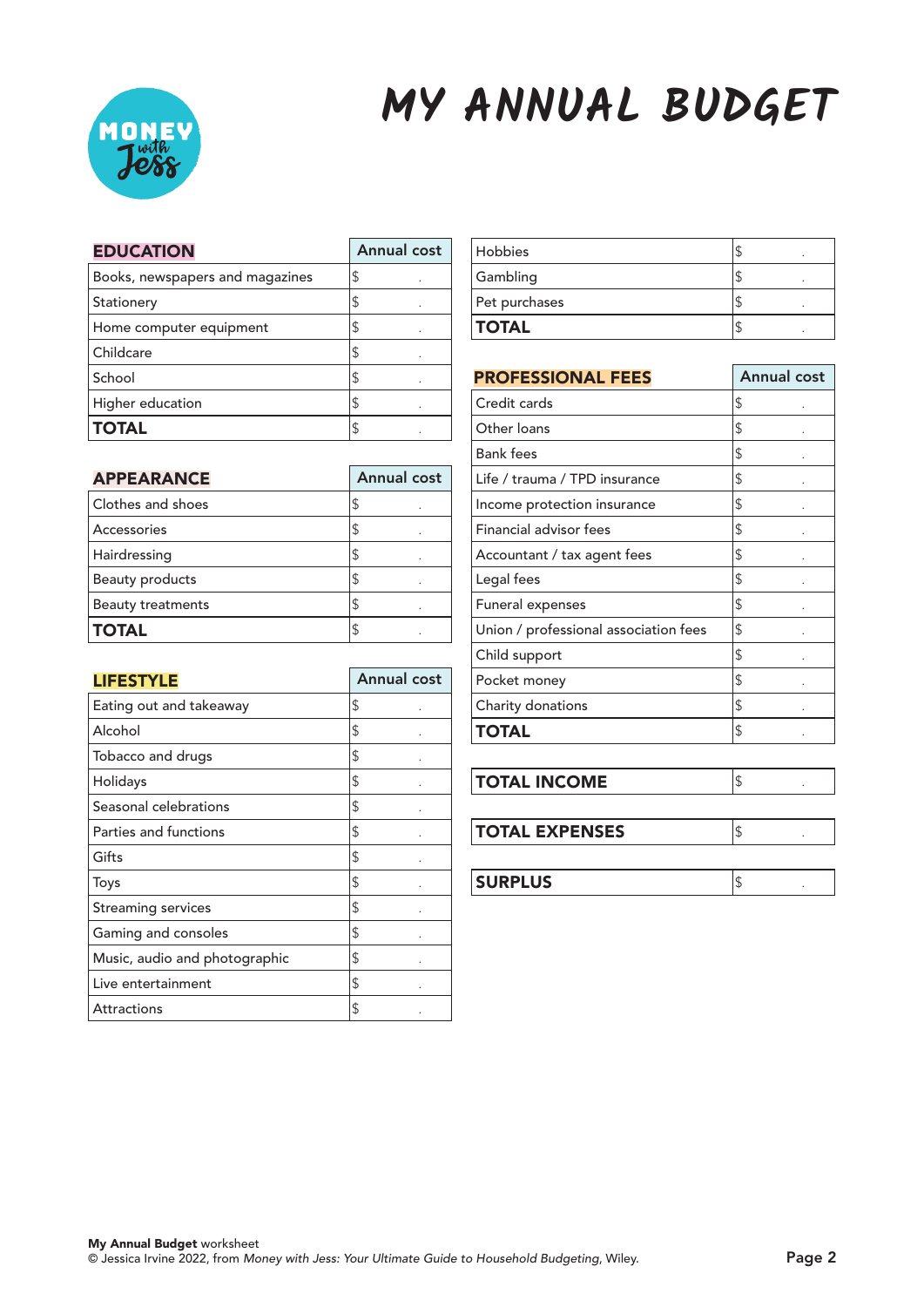# MY ANNUAL BUDGET

| EDUCATION | Annual cost |
|---|---|
| Books, newspapers and magazines | $ . |
| Stationery | $ . |
| Home computer equipment | $ . |
| Childcare | $ . |
| School | $ . |
| Higher education | $ . |
| **TOTAL** | $ . |

| APPEARANCE | Annual cost |
|---|---|
| Clothes and shoes | $ . |
| Accessories | $ . |
| Hairdressing | $ . |
| Beauty products | $ . |
| Beauty treatments | $ . |
| **TOTAL** | $ . |

| LIFESTYLE | Annual cost |
|---|---|
| Eating out and takeaway | $ . |
| Alcohol | $ . |
| Tobacco and drugs | $ . |
| Holidays | $ . |
| Seasonal celebrations | $ . |
| Parties and functions | $ . |
| Gifts | $ . |
| Toys | $ . |
| Streaming services | $ . |
| Gaming and consoles | $ . |
| Music, audio and photographic | $ . |
| Live entertainment | $ . |
| Attractions | $ . |
| Hobbies | $ . |
| Gambling | $ . |
| Pet purchases | $ . |
| **TOTAL** | $ . |

| PROFESSIONAL FEES | Annual cost |
|---|---|
| Credit cards | $ . |
| Other loans | $ . |
| Bank fees | $ . |
| Life / trauma / TPD insurance | $ . |
| Income protection insurance | $ . |
| Financial advisor fees | $ . |
| Accountant / tax agent fees | $ . |
| Legal fees | $ . |
| Funeral expenses | $ . |
| Union / professional association fees | $ . |
| Child support | $ . |
| Pocket money | $ . |
| Charity donations | $ . |
| **TOTAL** | $ . |

| | |
|---|---|
| **TOTAL INCOME** | $ . |
| **TOTAL EXPENSES** | $ . |
| **SURPLUS** | $ . |

**My Annual Budget** worksheet
© Jessica Irvine 2022, from *Money with Jess: Your Ultimate Guide to Household Budgeting*, Wiley.